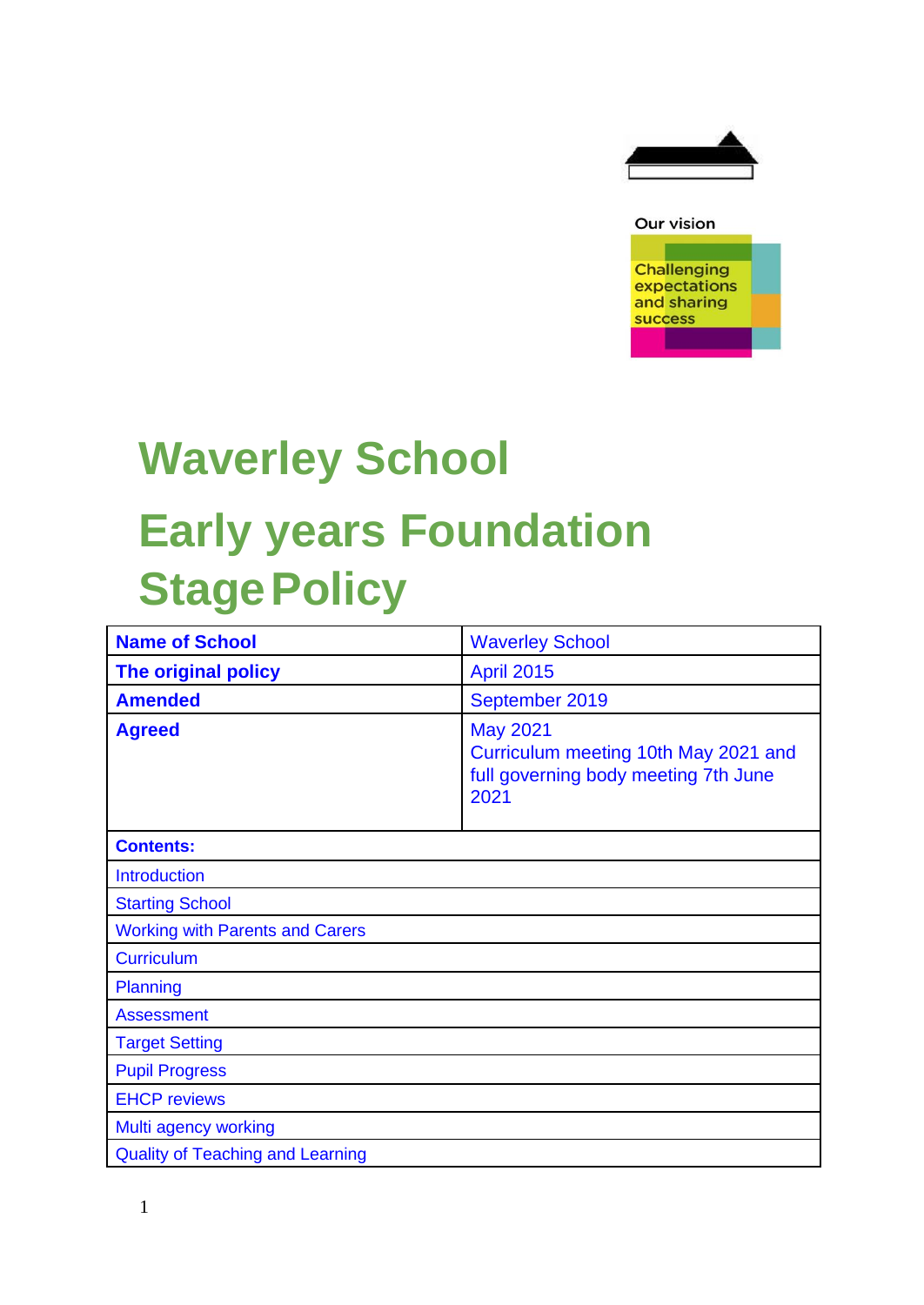Our vision

Challenging expectations and sharing success

# Waverley School

# Early years Foundation Stage Policy

| Name of School | Waverley School |
|---|---|
| The original policy | April 2015 |
| Amended | September 2019 |
| Agreed | May 2021<br>Curriculum meeting 10th May 2021 and full governing body meeting 7th June 2021 |
| **Contents:** | |
| Introduction | |
| Starting School | |
| Working with Parents and Carers | |
| Curriculum | |
| Planning | |
| Assessment | |
| Target Setting | |
| Pupil Progress | |
| EHCP reviews | |
| Multi agency working | |
| Quality of Teaching and Learning | |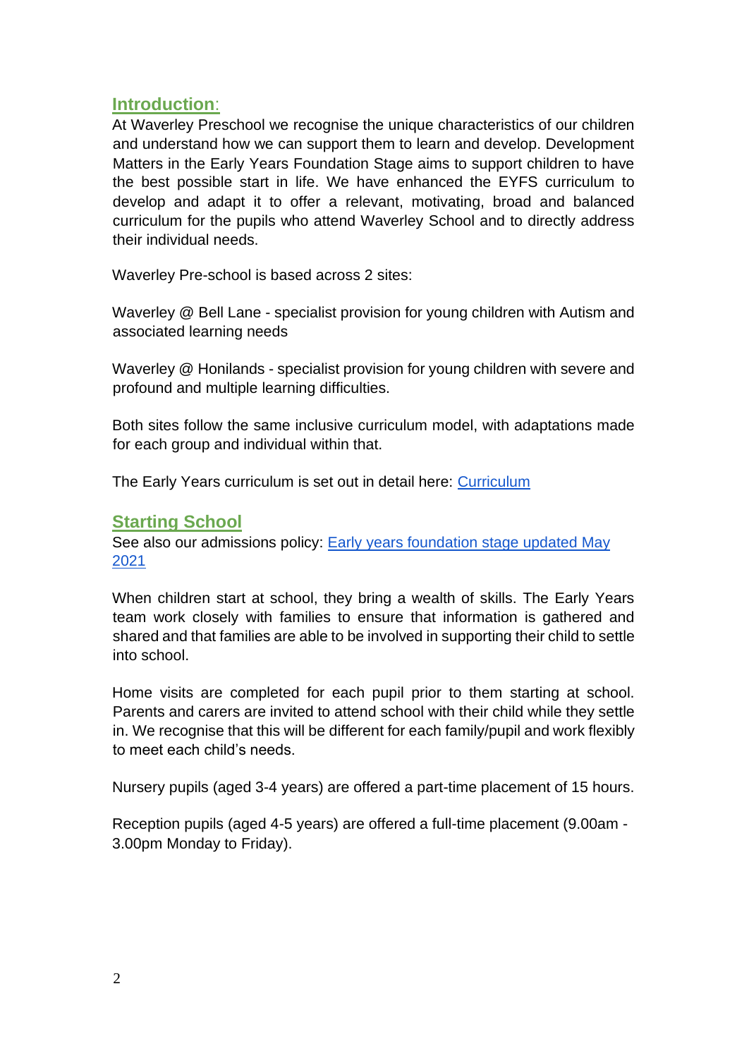## Introduction:

At Waverley Preschool we recognise the unique characteristics of our children and understand how we can support them to learn and develop. Development Matters in the Early Years Foundation Stage aims to support children to have the best possible start in life. We have enhanced the EYFS curriculum to develop and adapt it to offer a relevant, motivating, broad and balanced curriculum for the pupils who attend Waverley School and to directly address their individual needs.

Waverley Pre-school is based across 2 sites:

Waverley @ Bell Lane - specialist provision for young children with Autism and associated learning needs

Waverley @ Honilands - specialist provision for young children with severe and profound and multiple learning difficulties.

Both sites follow the same inclusive curriculum model, with adaptations made for each group and individual within that.

The Early Years curriculum is set out in detail here: Curriculum

## Starting School

See also our admissions policy: Early years foundation stage updated May 2021

When children start at school, they bring a wealth of skills. The Early Years team work closely with families to ensure that information is gathered and shared and that families are able to be involved in supporting their child to settle into school.

Home visits are completed for each pupil prior to them starting at school. Parents and carers are invited to attend school with their child while they settle in. We recognise that this will be different for each family/pupil and work flexibly to meet each child's needs.

Nursery pupils (aged 3-4 years) are offered a part-time placement of 15 hours.

Reception pupils (aged 4-5 years) are offered a full-time placement (9.00am - 3.00pm Monday to Friday).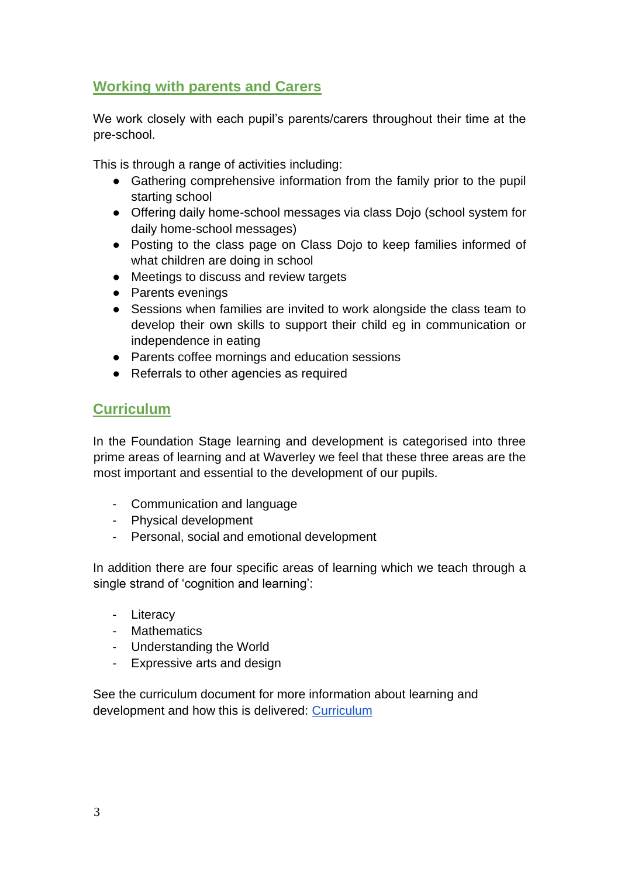## Working with parents and Carers

We work closely with each pupil's parents/carers throughout their time at the pre-school.

This is through a range of activities including:

- Gathering comprehensive information from the family prior to the pupil starting school
- Offering daily home-school messages via class Dojo (school system for daily home-school messages)
- Posting to the class page on Class Dojo to keep families informed of what children are doing in school
- Meetings to discuss and review targets
- Parents evenings
- Sessions when families are invited to work alongside the class team to develop their own skills to support their child eg in communication or independence in eating
- Parents coffee mornings and education sessions
- Referrals to other agencies as required

## Curriculum

In the Foundation Stage learning and development is categorised into three prime areas of learning and at Waverley we feel that these three areas are the most important and essential to the development of our pupils.

- Communication and language
- Physical development
- Personal, social and emotional development

In addition there are four specific areas of learning which we teach through a single strand of 'cognition and learning':

- Literacy
- Mathematics
- Understanding the World
- Expressive arts and design

See the curriculum document for more information about learning and development and how this is delivered: Curriculum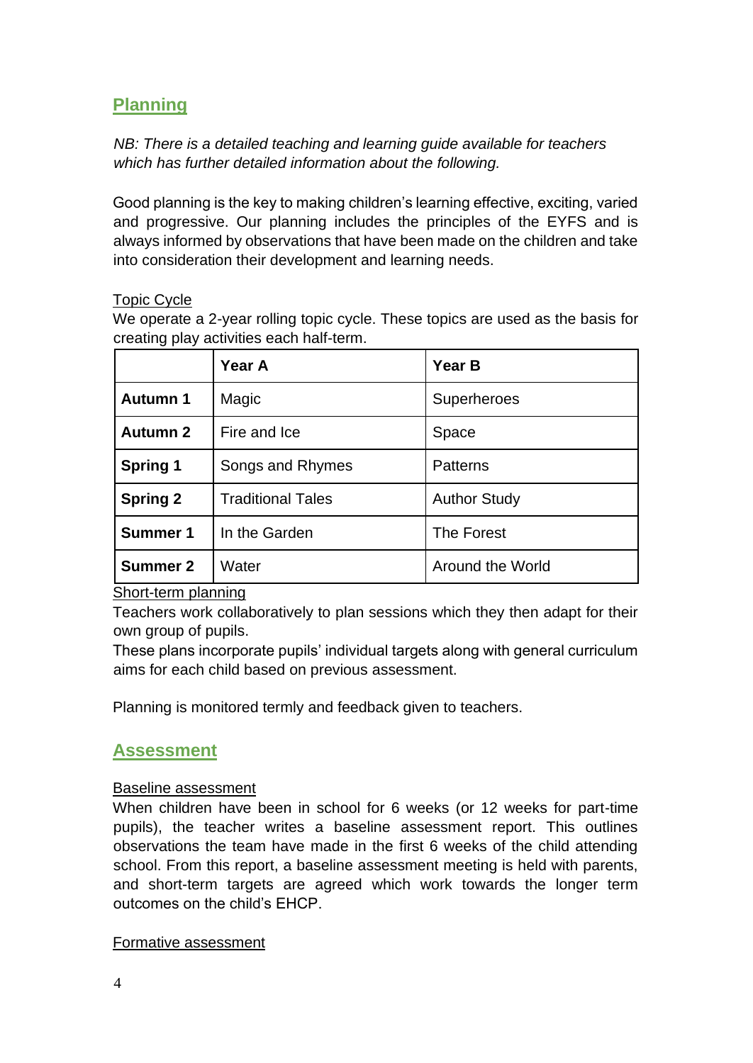## Planning

*NB: There is a detailed teaching and learning guide available for teachers which has further detailed information about the following.*

Good planning is the key to making children's learning effective, exciting, varied and progressive. Our planning includes the principles of the EYFS and is always informed by observations that have been made on the children and take into consideration their development and learning needs.

### Topic Cycle

We operate a 2-year rolling topic cycle. These topics are used as the basis for creating play activities each half-term.

| | **Year A** | **Year B** |
|---|---|---|
| **Autumn 1** | Magic | Superheroes |
| **Autumn 2** | Fire and Ice | Space |
| **Spring 1** | Songs and Rhymes | Patterns |
| **Spring 2** | Traditional Tales | Author Study |
| **Summer 1** | In the Garden | The Forest |
| **Summer 2** | Water | Around the World |

### Short-term planning

Teachers work collaboratively to plan sessions which they then adapt for their own group of pupils.

These plans incorporate pupils' individual targets along with general curriculum aims for each child based on previous assessment.

Planning is monitored termly and feedback given to teachers.

## Assessment

### Baseline assessment

When children have been in school for 6 weeks (or 12 weeks for part-time pupils), the teacher writes a baseline assessment report. This outlines observations the team have made in the first 6 weeks of the child attending school. From this report, a baseline assessment meeting is held with parents, and short-term targets are agreed which work towards the longer term outcomes on the child's EHCP.

### Formative assessment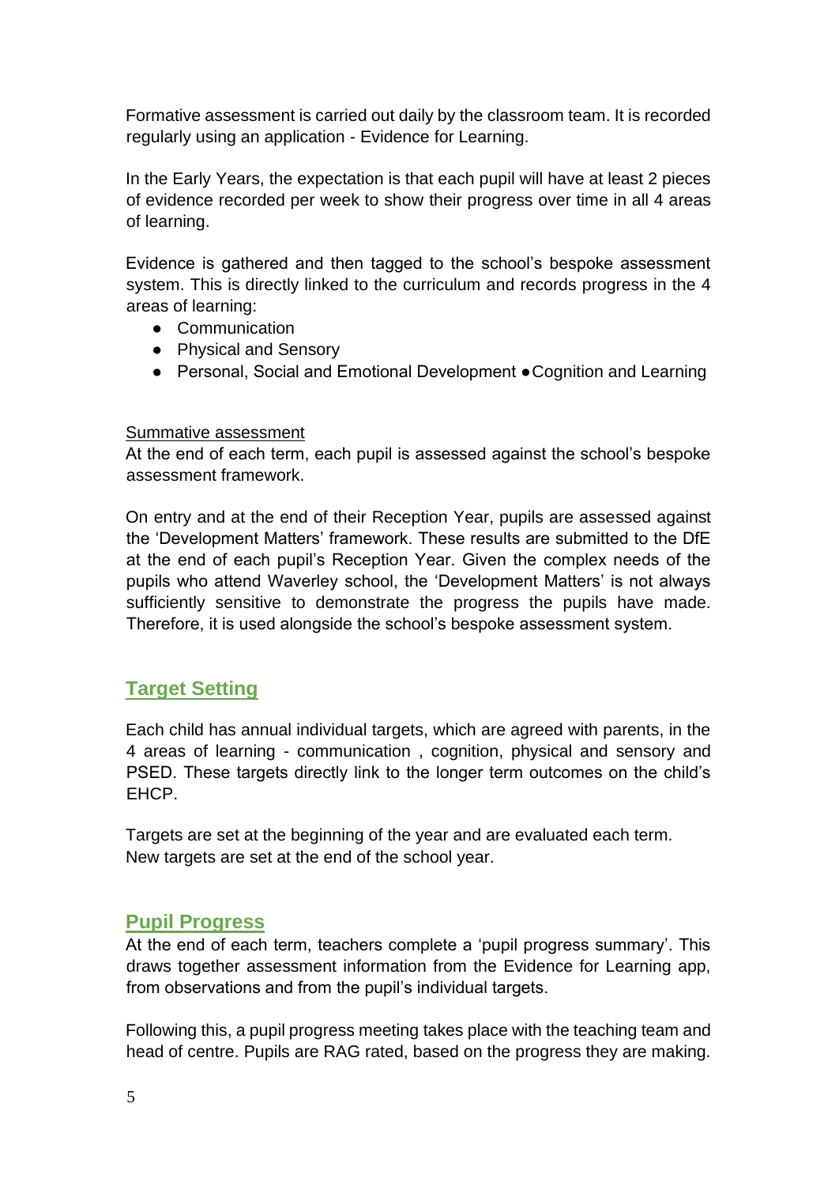Formative assessment is carried out daily by the classroom team. It is recorded regularly using an application - Evidence for Learning.

In the Early Years, the expectation is that each pupil will have at least 2 pieces of evidence recorded per week to show their progress over time in all 4 areas of learning.

Evidence is gathered and then tagged to the school's bespoke assessment system. This is directly linked to the curriculum and records progress in the 4 areas of learning:

- Communication
- Physical and Sensory
- Personal, Social and Emotional Development
- Cognition and Learning

Summative assessment

At the end of each term, each pupil is assessed against the school's bespoke assessment framework.

On entry and at the end of their Reception Year, pupils are assessed against the 'Development Matters' framework. These results are submitted to the DfE at the end of each pupil's Reception Year. Given the complex needs of the pupils who attend Waverley school, the 'Development Matters' is not always sufficiently sensitive to demonstrate the progress the pupils have made. Therefore, it is used alongside the school's bespoke assessment system.

## Target Setting

Each child has annual individual targets, which are agreed with parents, in the 4 areas of learning - communication , cognition, physical and sensory and PSED. These targets directly link to the longer term outcomes on the child's EHCP.

Targets are set at the beginning of the year and are evaluated each term. New targets are set at the end of the school year.

## Pupil Progress

At the end of each term, teachers complete a 'pupil progress summary'. This draws together assessment information from the Evidence for Learning app, from observations and from the pupil's individual targets.

Following this, a pupil progress meeting takes place with the teaching team and head of centre. Pupils are RAG rated, based on the progress they are making.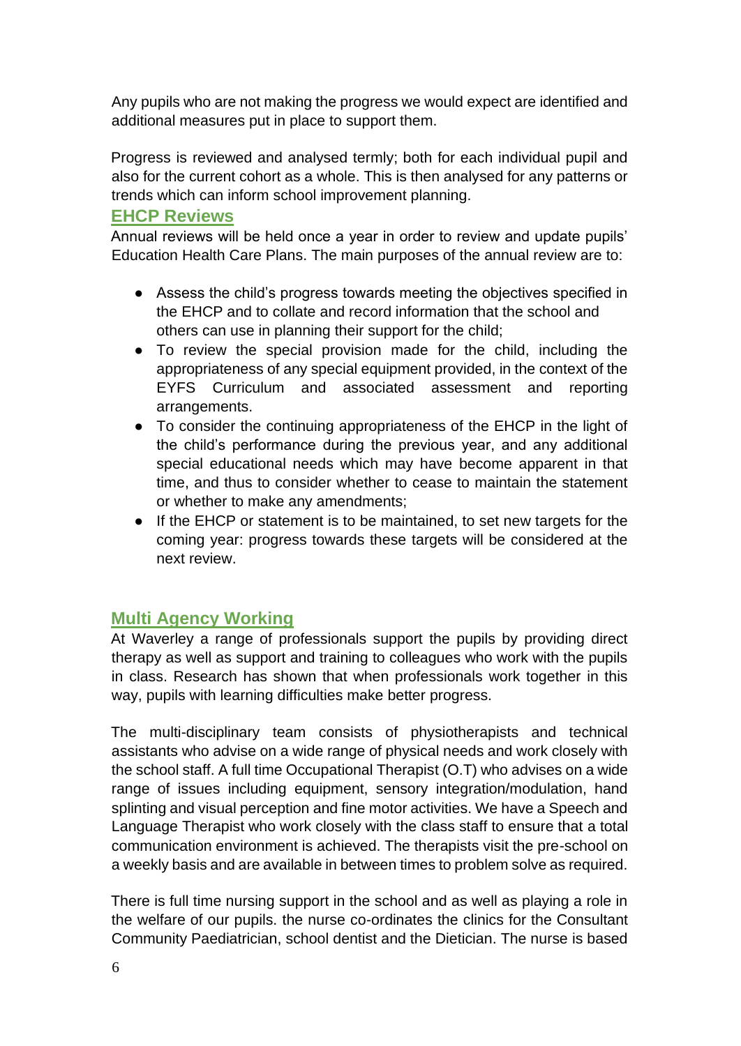Any pupils who are not making the progress we would expect are identified and additional measures put in place to support them.

Progress is reviewed and analysed termly; both for each individual pupil and also for the current cohort as a whole. This is then analysed for any patterns or trends which can inform school improvement planning.

## EHCP Reviews

Annual reviews will be held once a year in order to review and update pupils' Education Health Care Plans. The main purposes of the annual review are to:

- Assess the child's progress towards meeting the objectives specified in the EHCP and to collate and record information that the school and others can use in planning their support for the child;
- To review the special provision made for the child, including the appropriateness of any special equipment provided, in the context of the EYFS Curriculum and associated assessment and reporting arrangements.
- To consider the continuing appropriateness of the EHCP in the light of the child's performance during the previous year, and any additional special educational needs which may have become apparent in that time, and thus to consider whether to cease to maintain the statement or whether to make any amendments;
- If the EHCP or statement is to be maintained, to set new targets for the coming year: progress towards these targets will be considered at the next review.

## Multi Agency Working

At Waverley a range of professionals support the pupils by providing direct therapy as well as support and training to colleagues who work with the pupils in class. Research has shown that when professionals work together in this way, pupils with learning difficulties make better progress.

The multi-disciplinary team consists of physiotherapists and technical assistants who advise on a wide range of physical needs and work closely with the school staff. A full time Occupational Therapist (O.T) who advises on a wide range of issues including equipment, sensory integration/modulation, hand splinting and visual perception and fine motor activities. We have a Speech and Language Therapist who work closely with the class staff to ensure that a total communication environment is achieved. The therapists visit the pre-school on a weekly basis and are available in between times to problem solve as required.

There is full time nursing support in the school and as well as playing a role in the welfare of our pupils. the nurse co-ordinates the clinics for the Consultant Community Paediatrician, school dentist and the Dietician. The nurse is based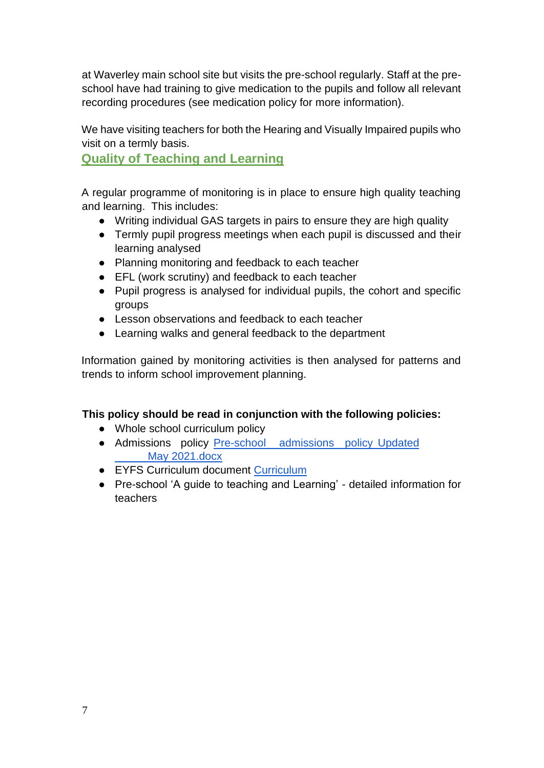at Waverley main school site but visits the pre-school regularly. Staff at the pre-school have had training to give medication to the pupils and follow all relevant recording procedures (see medication policy for more information).

We have visiting teachers for both the Hearing and Visually Impaired pupils who visit on a termly basis.

## Quality of Teaching and Learning

A regular programme of monitoring is in place to ensure high quality teaching and learning. This includes:

- Writing individual GAS targets in pairs to ensure they are high quality
- Termly pupil progress meetings when each pupil is discussed and their learning analysed
- Planning monitoring and feedback to each teacher
- EFL (work scrutiny) and feedback to each teacher
- Pupil progress is analysed for individual pupils, the cohort and specific groups
- Lesson observations and feedback to each teacher
- Learning walks and general feedback to the department

Information gained by monitoring activities is then analysed for patterns and trends to inform school improvement planning.

**This policy should be read in conjunction with the following policies:**

- Whole school curriculum policy
- Admissions policy Pre-school admissions policy Updated May 2021.docx
- EYFS Curriculum document Curriculum
- Pre-school 'A guide to teaching and Learning' - detailed information for teachers